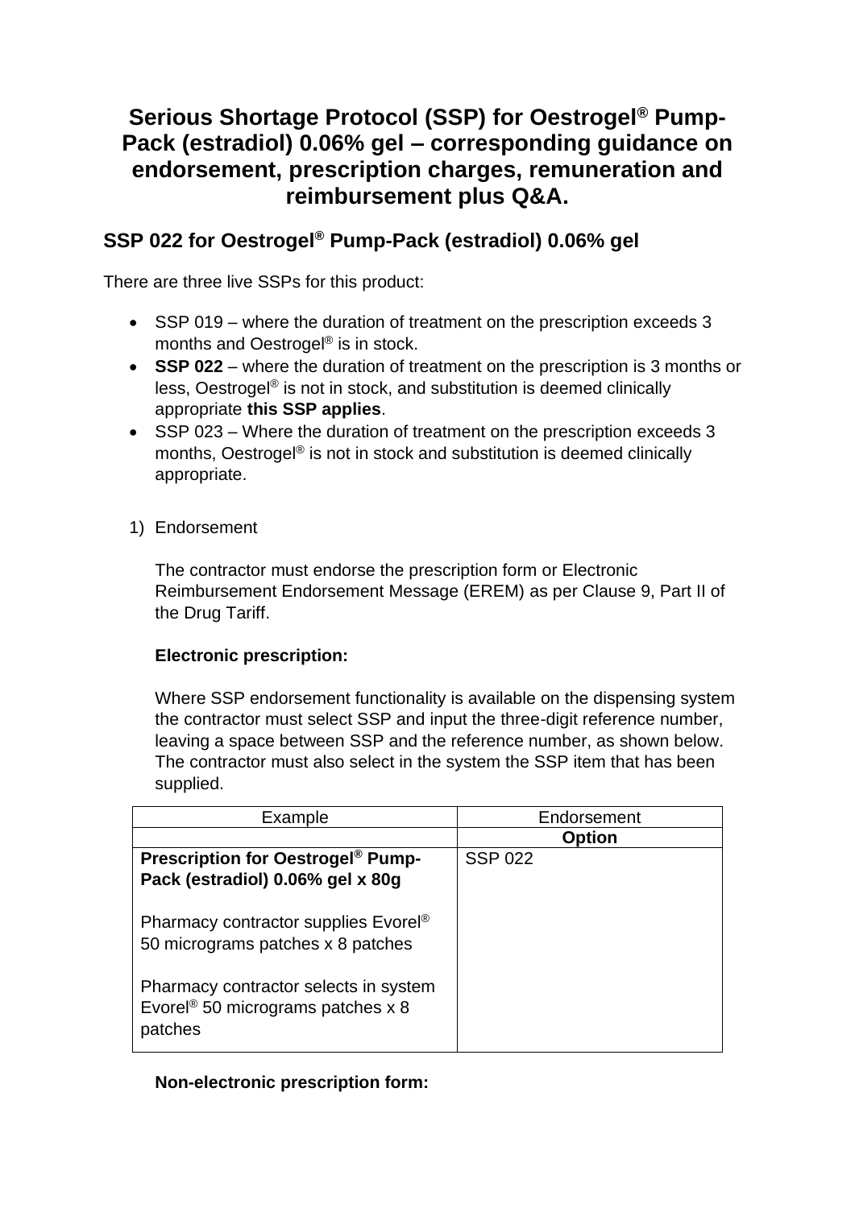# Serious Shortage Protocol (SSP) for Oestrogel® Pump-Pack (estradiol) 0.06% gel – corresponding guidance on endorsement, prescription charges, remuneration and reimbursement plus Q&A.

## SSP 022 for Oestrogel® Pump-Pack (estradiol) 0.06% gel

There are three live SSPs for this product:

- SSP 019 – where the duration of treatment on the prescription exceeds 3 months and Oestrogel® is in stock.
- **SSP 022** – where the duration of treatment on the prescription is 3 months or less, Oestrogel® is not in stock, and substitution is deemed clinically appropriate **this SSP applies**.
- SSP 023 – Where the duration of treatment on the prescription exceeds 3 months, Oestrogel® is not in stock and substitution is deemed clinically appropriate.

1) Endorsement

   The contractor must endorse the prescription form or Electronic Reimbursement Endorsement Message (EREM) as per Clause 9, Part II of the Drug Tariff.

   **Electronic prescription:**

   Where SSP endorsement functionality is available on the dispensing system the contractor must select SSP and input the three-digit reference number, leaving a space between SSP and the reference number, as shown below. The contractor must also select in the system the SSP item that has been supplied.

| Example | Endorsement |
|---|---|
| | **Option** |
| **Prescription for Oestrogel® Pump-Pack (estradiol) 0.06% gel x 80g**<br><br>Pharmacy contractor supplies Evorel® 50 micrograms patches x 8 patches<br><br>Pharmacy contractor selects in system Evorel® 50 micrograms patches x 8 patches | SSP 022 |

   **Non-electronic prescription form:**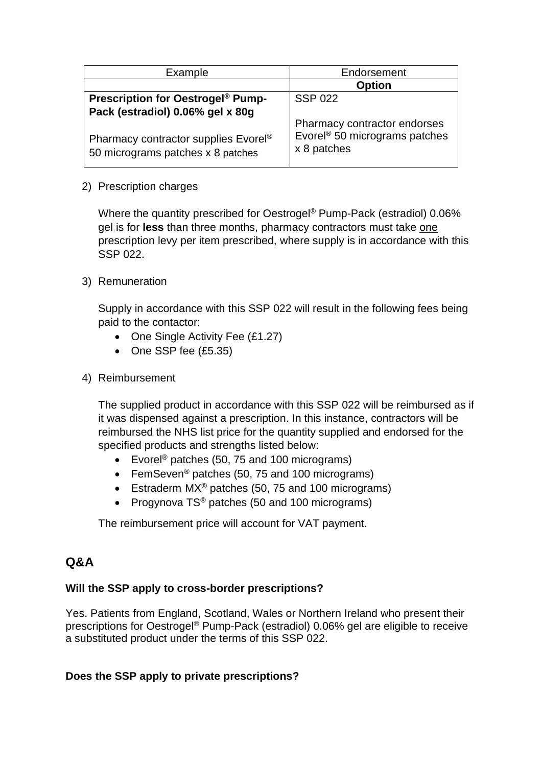| Example | Endorsement |
|---|---|
| | **Option** |
| **Prescription for Oestrogel® Pump-Pack (estradiol) 0.06% gel x 80g**<br><br>Pharmacy contractor supplies Evorel® 50 micrograms patches x 8 patches | SSP 022<br><br>Pharmacy contractor endorses Evorel® 50 micrograms patches x 8 patches |

2) Prescription charges

   Where the quantity prescribed for Oestrogel® Pump-Pack (estradiol) 0.06% gel is for **less** than three months, pharmacy contractors must take one prescription levy per item prescribed, where supply is in accordance with this SSP 022.

3) Remuneration

   Supply in accordance with this SSP 022 will result in the following fees being paid to the contactor:
   - One Single Activity Fee (£1.27)
   - One SSP fee (£5.35)

4) Reimbursement

   The supplied product in accordance with this SSP 022 will be reimbursed as if it was dispensed against a prescription. In this instance, contractors will be reimbursed the NHS list price for the quantity supplied and endorsed for the specified products and strengths listed below:
   - Evorel® patches (50, 75 and 100 micrograms)
   - FemSeven® patches (50, 75 and 100 micrograms)
   - Estraderm MX® patches (50, 75 and 100 micrograms)
   - Progynova TS® patches (50 and 100 micrograms)

   The reimbursement price will account for VAT payment.

## Q&A

**Will the SSP apply to cross-border prescriptions?**

Yes. Patients from England, Scotland, Wales or Northern Ireland who present their prescriptions for Oestrogel® Pump-Pack (estradiol) 0.06% gel are eligible to receive a substituted product under the terms of this SSP 022.

**Does the SSP apply to private prescriptions?**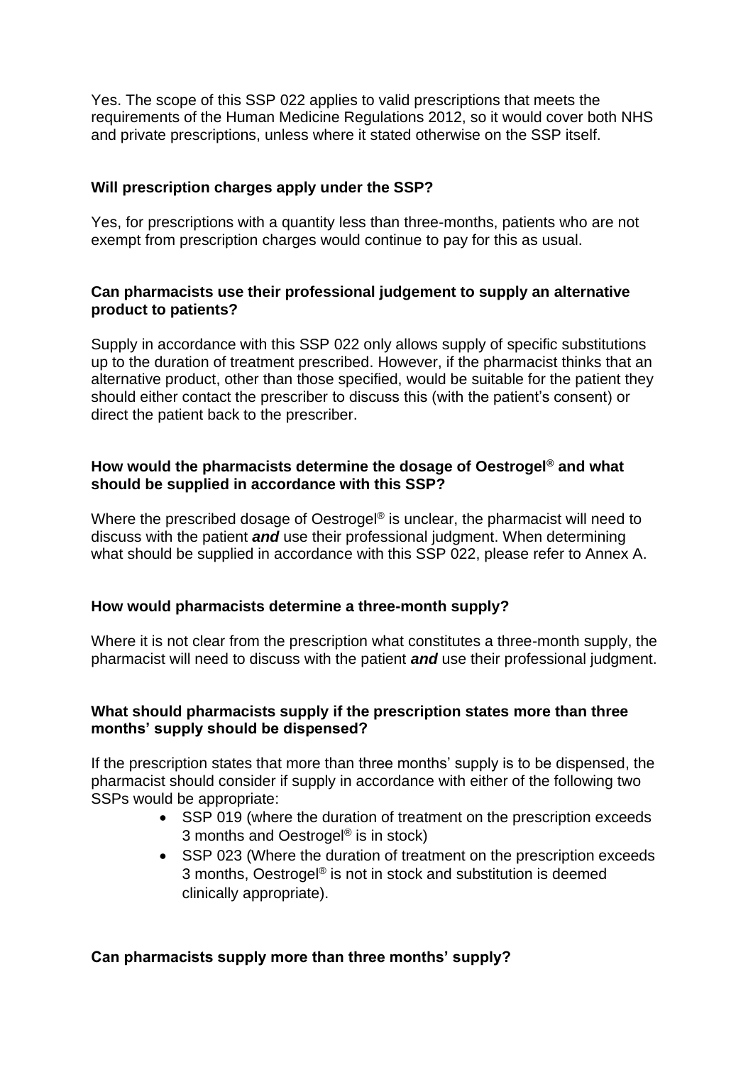Yes. The scope of this SSP 022 applies to valid prescriptions that meets the requirements of the Human Medicine Regulations 2012, so it would cover both NHS and private prescriptions, unless where it stated otherwise on the SSP itself.

**Will prescription charges apply under the SSP?**

Yes, for prescriptions with a quantity less than three-months, patients who are not exempt from prescription charges would continue to pay for this as usual.

**Can pharmacists use their professional judgement to supply an alternative product to patients?**

Supply in accordance with this SSP 022 only allows supply of specific substitutions up to the duration of treatment prescribed. However, if the pharmacist thinks that an alternative product, other than those specified, would be suitable for the patient they should either contact the prescriber to discuss this (with the patient's consent) or direct the patient back to the prescriber.

**How would the pharmacists determine the dosage of Oestrogel® and what should be supplied in accordance with this SSP?**

Where the prescribed dosage of Oestrogel® is unclear, the pharmacist will need to discuss with the patient ***and*** use their professional judgment. When determining what should be supplied in accordance with this SSP 022, please refer to Annex A.

**How would pharmacists determine a three-month supply?**

Where it is not clear from the prescription what constitutes a three-month supply, the pharmacist will need to discuss with the patient ***and*** use their professional judgment.

**What should pharmacists supply if the prescription states more than three months' supply should be dispensed?**

If the prescription states that more than three months' supply is to be dispensed, the pharmacist should consider if supply in accordance with either of the following two SSPs would be appropriate:

- SSP 019 (where the duration of treatment on the prescription exceeds 3 months and Oestrogel® is in stock)
- SSP 023 (Where the duration of treatment on the prescription exceeds 3 months, Oestrogel® is not in stock and substitution is deemed clinically appropriate).

**Can pharmacists supply more than three months' supply?**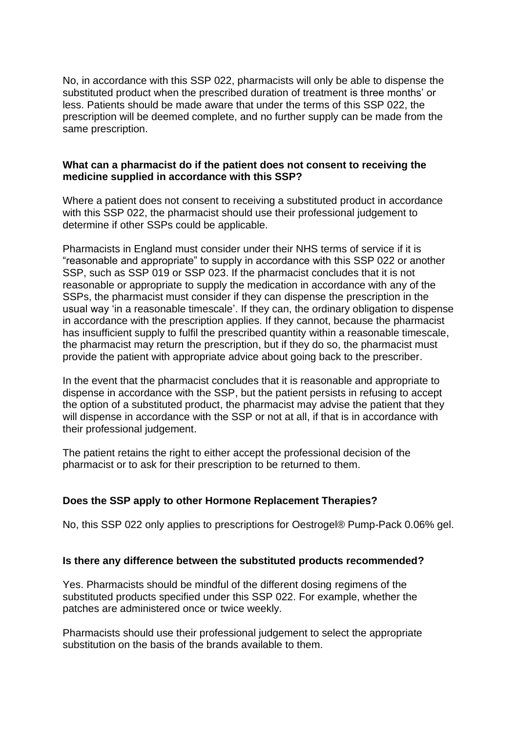No, in accordance with this SSP 022, pharmacists will only be able to dispense the substituted product when the prescribed duration of treatment is three months' or less. Patients should be made aware that under the terms of this SSP 022, the prescription will be deemed complete, and no further supply can be made from the same prescription.

**What can a pharmacist do if the patient does not consent to receiving the medicine supplied in accordance with this SSP?**

Where a patient does not consent to receiving a substituted product in accordance with this SSP 022, the pharmacist should use their professional judgement to determine if other SSPs could be applicable.

Pharmacists in England must consider under their NHS terms of service if it is "reasonable and appropriate" to supply in accordance with this SSP 022 or another SSP, such as SSP 019 or SSP 023. If the pharmacist concludes that it is not reasonable or appropriate to supply the medication in accordance with any of the SSPs, the pharmacist must consider if they can dispense the prescription in the usual way 'in a reasonable timescale'. If they can, the ordinary obligation to dispense in accordance with the prescription applies. If they cannot, because the pharmacist has insufficient supply to fulfil the prescribed quantity within a reasonable timescale, the pharmacist may return the prescription, but if they do so, the pharmacist must provide the patient with appropriate advice about going back to the prescriber.

In the event that the pharmacist concludes that it is reasonable and appropriate to dispense in accordance with the SSP, but the patient persists in refusing to accept the option of a substituted product, the pharmacist may advise the patient that they will dispense in accordance with the SSP or not at all, if that is in accordance with their professional judgement.

The patient retains the right to either accept the professional decision of the pharmacist or to ask for their prescription to be returned to them.

**Does the SSP apply to other Hormone Replacement Therapies?**

No, this SSP 022 only applies to prescriptions for Oestrogel® Pump-Pack 0.06% gel.

**Is there any difference between the substituted products recommended?**

Yes. Pharmacists should be mindful of the different dosing regimens of the substituted products specified under this SSP 022. For example, whether the patches are administered once or twice weekly.

Pharmacists should use their professional judgement to select the appropriate substitution on the basis of the brands available to them.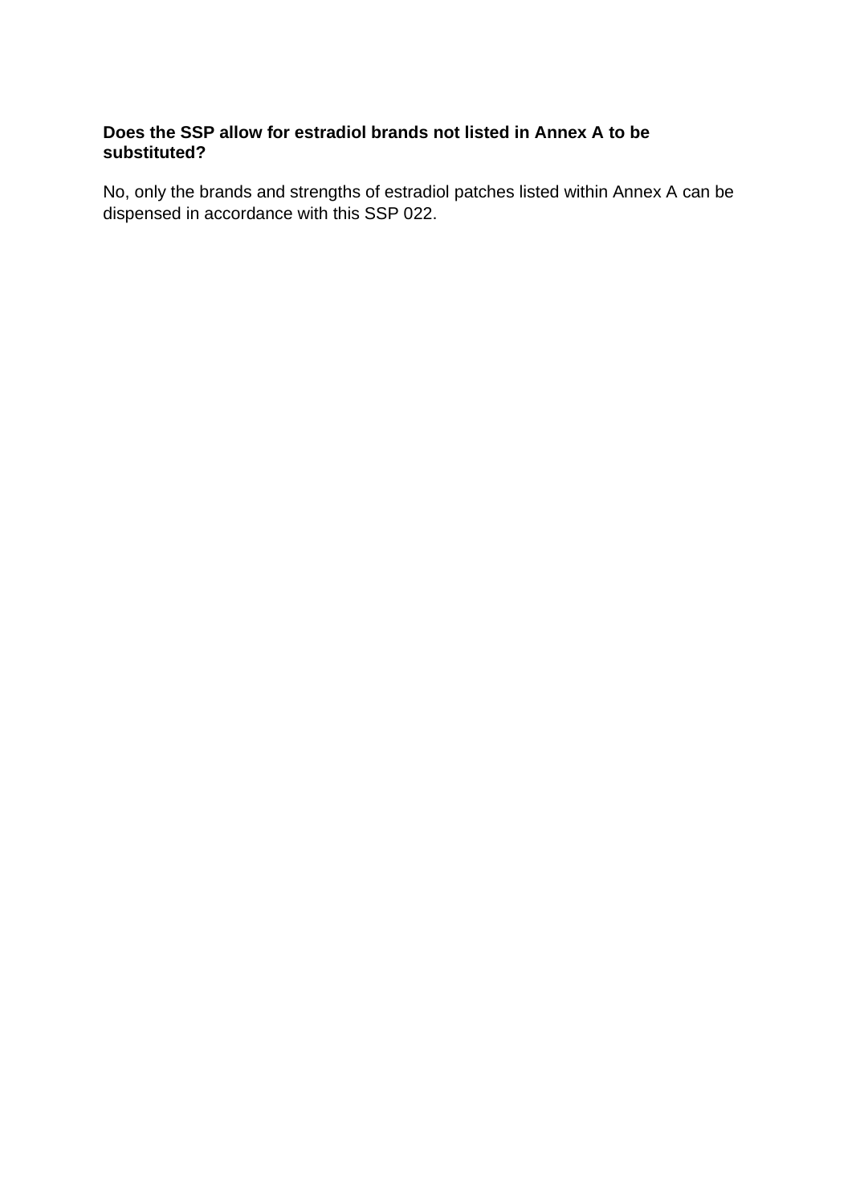**Does the SSP allow for estradiol brands not listed in Annex A to be substituted?**

No, only the brands and strengths of estradiol patches listed within Annex A can be dispensed in accordance with this SSP 022.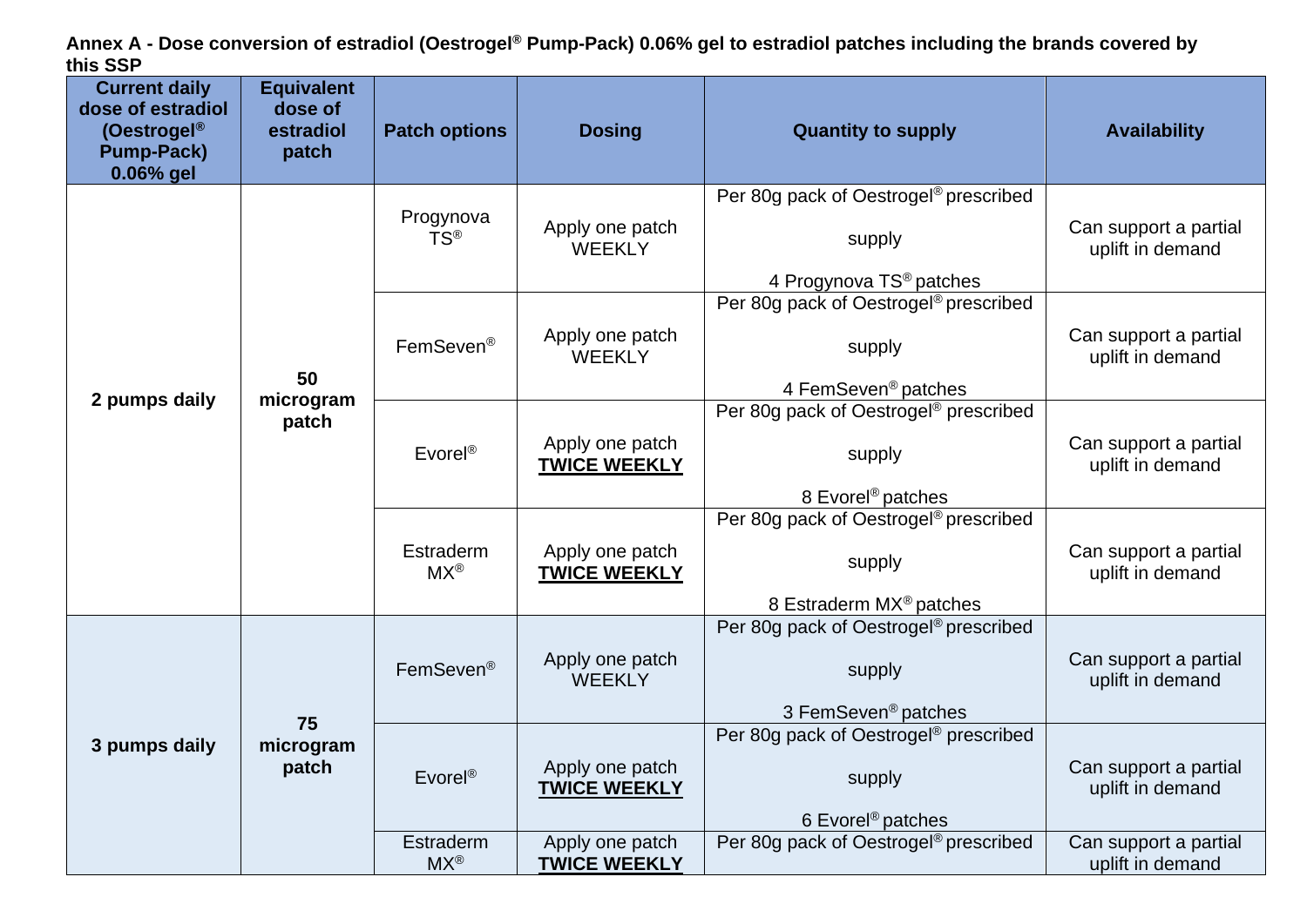**Annex A - Dose conversion of estradiol (Oestrogel® Pump-Pack) 0.06% gel to estradiol patches including the brands covered by this SSP**

| Current daily dose of estradiol (Oestrogel® Pump-Pack) 0.06% gel | Equivalent dose of estradiol patch | Patch options | Dosing | Quantity to supply | Availability |
|---|---|---|---|---|---|
| **2 pumps daily** | **50 microgram patch** | Progynova TS® | Apply one patch WEEKLY | Per 80g pack of Oestrogel® prescribed supply 4 Progynova TS® patches | Can support a partial uplift in demand |
| | | FemSeven® | Apply one patch WEEKLY | Per 80g pack of Oestrogel® prescribed supply 4 FemSeven® patches | Can support a partial uplift in demand |
| | | Evorel® | Apply one patch **TWICE WEEKLY** | Per 80g pack of Oestrogel® prescribed supply 8 Evorel® patches | Can support a partial uplift in demand |
| | | Estraderm MX® | Apply one patch **TWICE WEEKLY** | Per 80g pack of Oestrogel® prescribed supply 8 Estraderm MX® patches | Can support a partial uplift in demand |
| **3 pumps daily** | **75 microgram patch** | FemSeven® | Apply one patch WEEKLY | Per 80g pack of Oestrogel® prescribed supply 3 FemSeven® patches | Can support a partial uplift in demand |
| | | Evorel® | Apply one patch **TWICE WEEKLY** | Per 80g pack of Oestrogel® prescribed supply 6 Evorel® patches | Can support a partial uplift in demand |
| | | Estraderm MX® | Apply one patch **TWICE WEEKLY** | Per 80g pack of Oestrogel® prescribed | Can support a partial uplift in demand |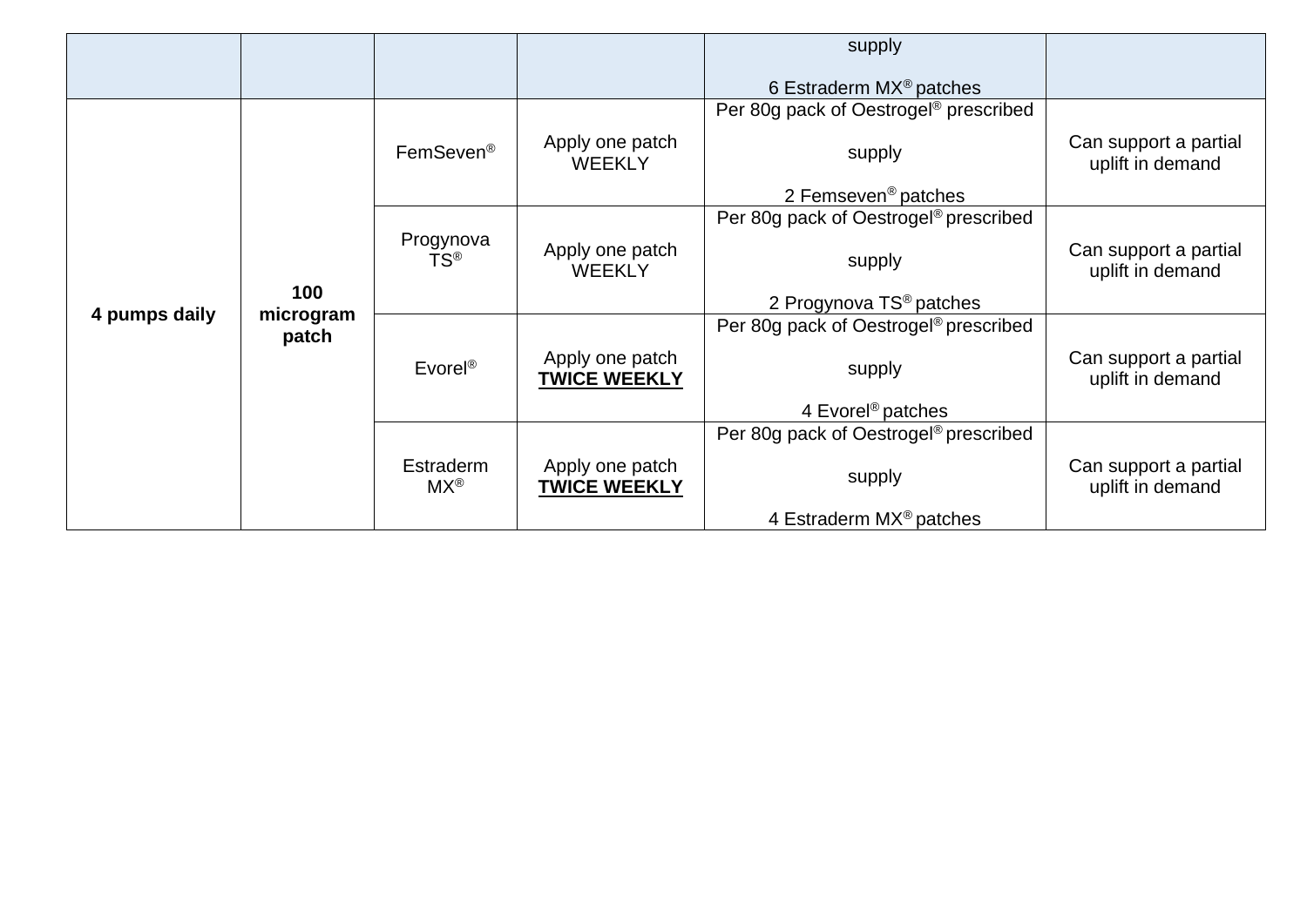| | | | | | |
|---|---|---|---|---|---|
| | | | | supply<br><br>6 Estraderm MX® patches | |
| **4 pumps daily** | **100 microgram patch** | FemSeven® | Apply one patch WEEKLY | Per 80g pack of Oestrogel® prescribed<br><br>supply<br><br>2 Femseven® patches | Can support a partial uplift in demand |
| | | Progynova TS® | Apply one patch WEEKLY | Per 80g pack of Oestrogel® prescribed<br><br>supply<br><br>2 Progynova TS® patches | Can support a partial uplift in demand |
| | | Evorel® | Apply one patch **TWICE WEEKLY** | Per 80g pack of Oestrogel® prescribed<br><br>supply<br><br>4 Evorel® patches | Can support a partial uplift in demand |
| | | Estraderm MX® | Apply one patch **TWICE WEEKLY** | Per 80g pack of Oestrogel® prescribed<br><br>supply<br><br>4 Estraderm MX® patches | Can support a partial uplift in demand |